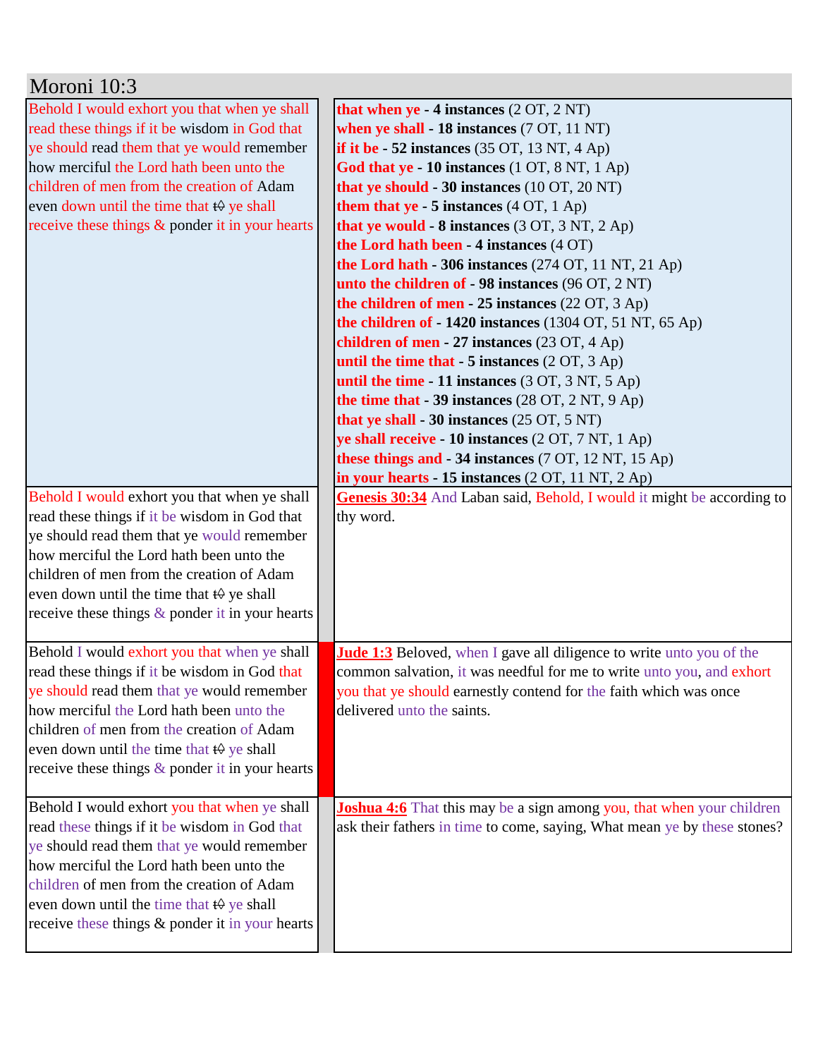# Moroni 10:3

| Moroni 10:3 | |
|---|---|
| Behold I would exhort you that when ye shall read these things if it be wisdom in God that ye should read them that ye would remember how merciful the Lord hath been unto the children of men from the creation of Adam even down until the time that t̶o̶ ye shall receive these things & ponder it in your hearts | **that when ye - 4 instances** (2 OT, 2 NT)<br>**when ye shall - 18 instances** (7 OT, 11 NT)<br>**if it be - 52 instances** (35 OT, 13 NT, 4 Ap)<br>**God that ye - 10 instances** (1 OT, 8 NT, 1 Ap)<br>**that ye should - 30 instances** (10 OT, 20 NT)<br>**them that ye - 5 instances** (4 OT, 1 Ap)<br>**that ye would - 8 instances** (3 OT, 3 NT, 2 Ap)<br>**the Lord hath been - 4 instances** (4 OT)<br>**the Lord hath - 306 instances** (274 OT, 11 NT, 21 Ap)<br>**unto the children of - 98 instances** (96 OT, 2 NT)<br>**the children of men - 25 instances** (22 OT, 3 Ap)<br>**the children of - 1420 instances** (1304 OT, 51 NT, 65 Ap)<br>**children of men - 27 instances** (23 OT, 4 Ap)<br>**until the time that - 5 instances** (2 OT, 3 Ap)<br>**until the time - 11 instances** (3 OT, 3 NT, 5 Ap)<br>**the time that - 39 instances** (28 OT, 2 NT, 9 Ap)<br>**that ye shall - 30 instances** (25 OT, 5 NT)<br>**ye shall receive - 10 instances** (2 OT, 7 NT, 1 Ap)<br>**these things and - 34 instances** (7 OT, 12 NT, 15 Ap)<br>**in your hearts - 15 instances** (2 OT, 11 NT, 2 Ap) |
| Behold I would exhort you that when ye shall read these things if it be wisdom in God that ye should read them that ye would remember how merciful the Lord hath been unto the children of men from the creation of Adam even down until the time that t̶o̶ ye shall receive these things & ponder it in your hearts | **Genesis 30:34** And Laban said, Behold, I would it might be according to thy word. |
| Behold I would exhort you that when ye shall read these things if it be wisdom in God that ye should read them that ye would remember how merciful the Lord hath been unto the children of men from the creation of Adam even down until the time that t̶o̶ ye shall receive these things & ponder it in your hearts | **Jude 1:3** Beloved, when I gave all diligence to write unto you of the common salvation, it was needful for me to write unto you, and exhort you that ye should earnestly contend for the faith which was once delivered unto the saints. |
| Behold I would exhort you that when ye shall read these things if it be wisdom in God that ye should read them that ye would remember how merciful the Lord hath been unto the children of men from the creation of Adam even down until the time that t̶o̶ ye shall receive these things & ponder it in your hearts | **Joshua 4:6** That this may be a sign among you, that when your children ask their fathers in time to come, saying, What mean ye by these stones? |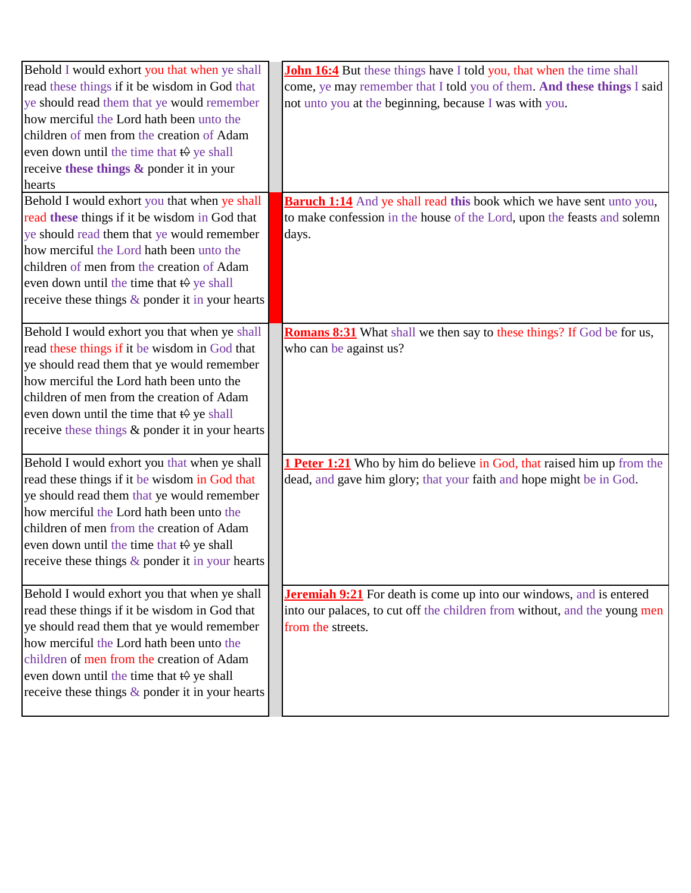| | | |
|---|---|---|
| Behold I would exhort you that when ye shall read these things if it be wisdom in God that ye should read them that ye would remember how merciful the Lord hath been unto the children of men from the creation of Adam even down until the time that t⊖ ye shall receive **these things &** ponder it in your hearts | | **John 16:4** But these things have I told you, that when the time shall come, ye may remember that I told you of them. **And these things** I said not unto you at the beginning, because I was with you. |
| Behold I would exhort you that when ye shall read **these** things if it be wisdom in God that ye should read them that ye would remember how merciful the Lord hath been unto the children of men from the creation of Adam even down until the time that t⊖ ye shall receive these things & ponder it in your hearts | | **Baruch 1:14** And ye shall read **this** book which we have sent unto you, to make confession in the house of the Lord, upon the feasts and solemn days. |
| Behold I would exhort you that when ye shall read these things if it be wisdom in God that ye should read them that ye would remember how merciful the Lord hath been unto the children of men from the creation of Adam even down until the time that t⊖ ye shall receive these things & ponder it in your hearts | | **Romans 8:31** What shall we then say to these things? If God be for us, who can be against us? |
| Behold I would exhort you that when ye shall read these things if it be wisdom in God that ye should read them that ye would remember how merciful the Lord hath been unto the children of men from the creation of Adam even down until the time that t⊖ ye shall receive these things & ponder it in your hearts | | **1 Peter 1:21** Who by him do believe in God, that raised him up from the dead, and gave him glory; that your faith and hope might be in God. |
| Behold I would exhort you that when ye shall read these things if it be wisdom in God that ye should read them that ye would remember how merciful the Lord hath been unto the children of men from the creation of Adam even down until the time that t⊖ ye shall receive these things & ponder it in your hearts | | **Jeremiah 9:21** For death is come up into our windows, and is entered into our palaces, to cut off the children from without, and the young men from the streets. |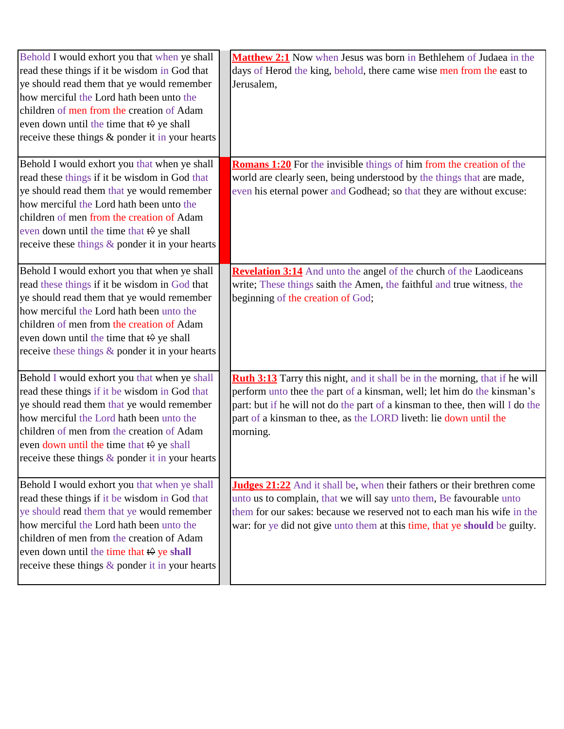| Behold I would exhort you that when ye shall read these things if it be wisdom in God that ye should read them that ye would remember how merciful the Lord hath been unto the children of men from the creation of Adam even down until the time that t⊖ ye shall receive these things & ponder it in your hearts | | **Matthew 2:1** Now when Jesus was born in Bethlehem of Judaea in the days of Herod the king, behold, there came wise men from the east to Jerusalem, |
|---|---|---|
| Behold I would exhort you that when ye shall read these things if it be wisdom in God that ye should read them that ye would remember how merciful the Lord hath been unto the children of men from the creation of Adam even down until the time that t⊖ ye shall receive these things & ponder it in your hearts | | **Romans 1:20** For the invisible things of him from the creation of the world are clearly seen, being understood by the things that are made, even his eternal power and Godhead; so that they are without excuse: |
| Behold I would exhort you that when ye shall read these things if it be wisdom in God that ye should read them that ye would remember how merciful the Lord hath been unto the children of men from the creation of Adam even down until the time that t⊖ ye shall receive these things & ponder it in your hearts | | **Revelation 3:14** And unto the angel of the church of the Laodiceans write; These things saith the Amen, the faithful and true witness, the beginning of the creation of God; |
| Behold I would exhort you that when ye shall read these things if it be wisdom in God that ye should read them that ye would remember how merciful the Lord hath been unto the children of men from the creation of Adam even down until the time that t⊖ ye shall receive these things & ponder it in your hearts | | **Ruth 3:13** Tarry this night, and it shall be in the morning, that if he will perform unto thee the part of a kinsman, well; let him do the kinsman's part: but if he will not do the part of a kinsman to thee, then will I do the part of a kinsman to thee, as the LORD liveth: lie down until the morning. |
| Behold I would exhort you that when ye shall read these things if it be wisdom in God that ye should read them that ye would remember how merciful the Lord hath been unto the children of men from the creation of Adam even down until the time that t⊖ ye **shall** receive these things & ponder it in your hearts | | **Judges 21:22** And it shall be, when their fathers or their brethren come unto us to complain, that we will say unto them, Be favourable unto them for our sakes: because we reserved not to each man his wife in the war: for ye did not give unto them at this time, that ye **should** be guilty. |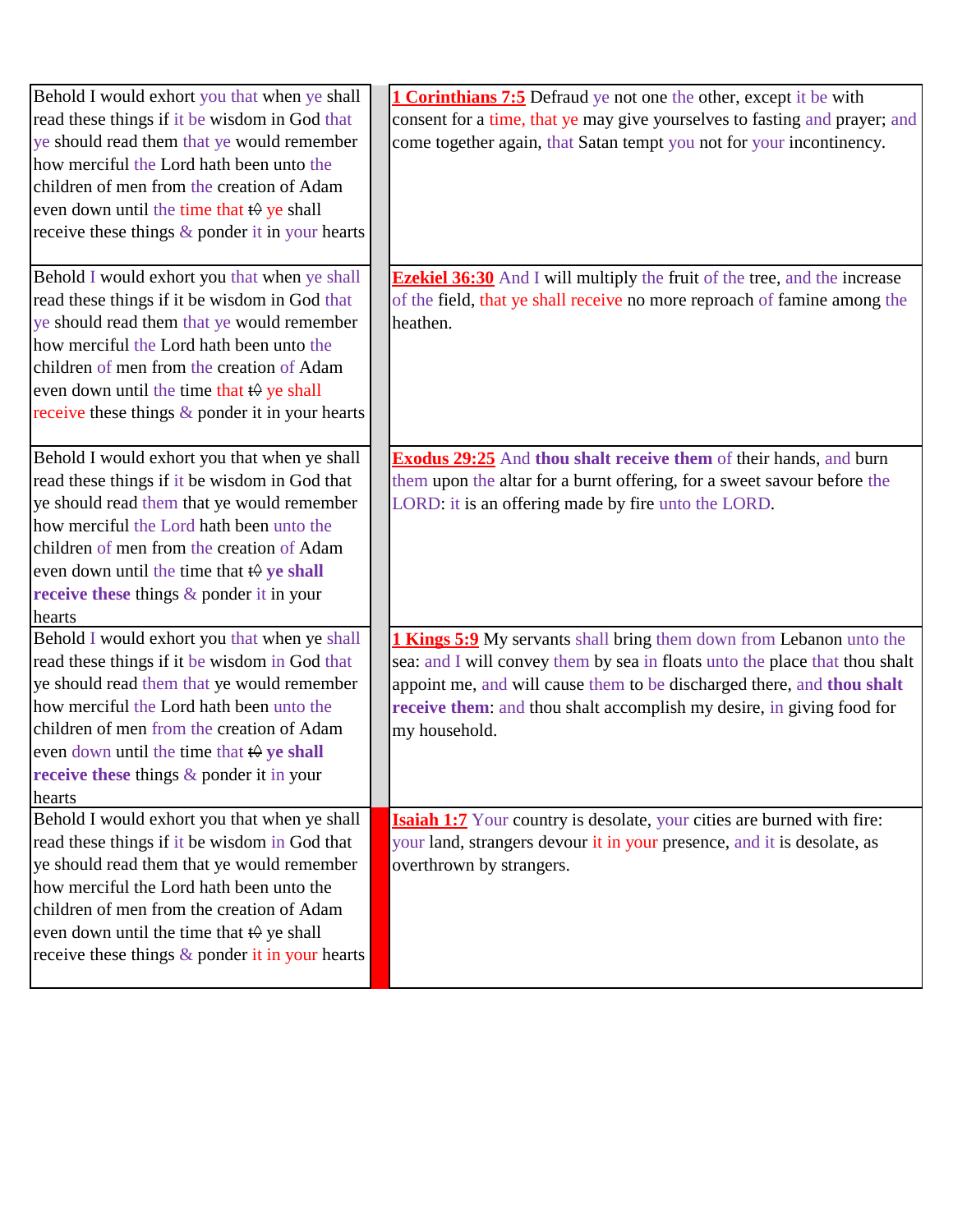| | | |
|---|---|---|
| Behold I would exhort you that when ye shall read these things if it be wisdom in God that ye should read them that ye would remember how merciful the Lord hath been unto the children of men from the creation of Adam even down until the time that ~~to~~ ye shall receive these things & ponder it in your hearts | | **1 Corinthians 7:5** Defraud ye not one the other, except it be with consent for a time, that ye may give yourselves to fasting and prayer; and come together again, that Satan tempt you not for your incontinency. |
| Behold I would exhort you that when ye shall read these things if it be wisdom in God that ye should read them that ye would remember how merciful the Lord hath been unto the children of men from the creation of Adam even down until the time that ~~to~~ ye shall receive these things & ponder it in your hearts | | **Ezekiel 36:30** And I will multiply the fruit of the tree, and the increase of the field, that ye shall receive no more reproach of famine among the heathen. |
| Behold I would exhort you that when ye shall read these things if it be wisdom in God that ye should read them that ye would remember how merciful the Lord hath been unto the children of men from the creation of Adam even down until the time that ~~to~~ **ye shall receive these** things & ponder it in your hearts | | **Exodus 29:25** And **thou shalt receive them** of their hands, and burn them upon the altar for a burnt offering, for a sweet savour before the LORD: it is an offering made by fire unto the LORD. |
| Behold I would exhort you that when ye shall read these things if it be wisdom in God that ye should read them that ye would remember how merciful the Lord hath been unto the children of men from the creation of Adam even down until the time that ~~to~~ **ye shall receive these** things & ponder it in your hearts | | **1 Kings 5:9** My servants shall bring them down from Lebanon unto the sea: and I will convey them by sea in floats unto the place that thou shalt appoint me, and will cause them to be discharged there, and **thou shalt receive them**: and thou shalt accomplish my desire, in giving food for my household. |
| Behold I would exhort you that when ye shall read these things if it be wisdom in God that ye should read them that ye would remember how merciful the Lord hath been unto the children of men from the creation of Adam even down until the time that ~~to~~ ye shall receive these things & ponder it in your hearts | | **Isaiah 1:7** Your country is desolate, your cities are burned with fire: your land, strangers devour it in your presence, and it is desolate, as overthrown by strangers. |